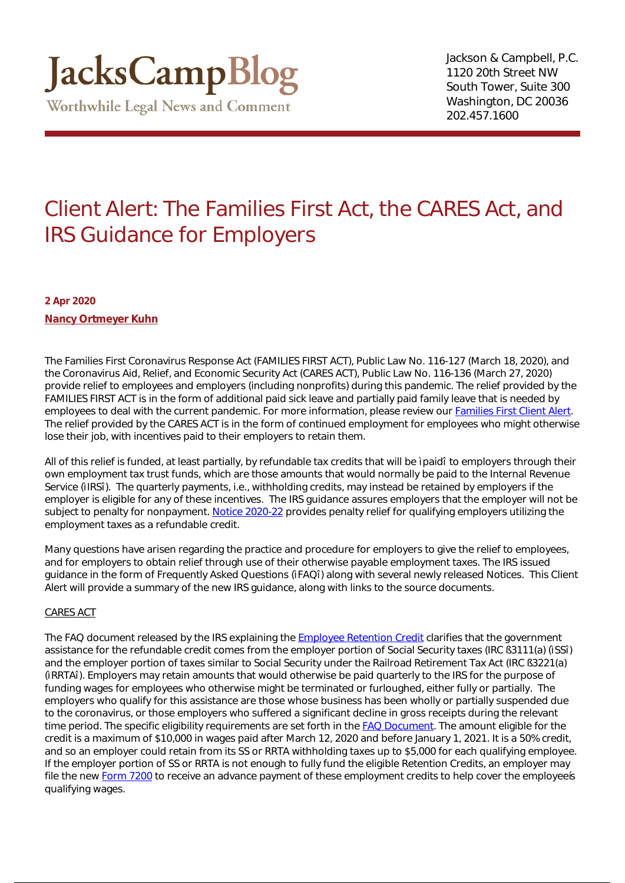# JacksCampBlog

Worthwhile Legal News and Comment

Jackson & Campbell, P.C.
1120 20th Street NW
South Tower, Suite 300
Washington, DC 20036
202.457.1600

## Client Alert: The Families First Act, the CARES Act, and IRS Guidance for Employers

**2 Apr 2020**

**Nancy Ortmeyer Kuhn**

The Families First Coronavirus Response Act (FAMILIES FIRST ACT), Public Law No. 116-127 (March 18, 2020), and the Coronavirus Aid, Relief, and Economic Security Act (CARES ACT), Public Law No. 116-136 (March 27, 2020) provide relief to employees and employers (including nonprofits) during this pandemic. The relief provided by the FAMILIES FIRST ACT is in the form of additional paid sick leave and partially paid family leave that is needed by employees to deal with the current pandemic. For more information, please review our Families First Client Alert. The relief provided by the CARES ACT is in the form of continued employment for employees who might otherwise lose their job, with incentives paid to their employers to retain them.

All of this relief is funded, at least partially, by refundable tax credits that will be ìpaidî to employers through their own employment tax trust funds, which are those amounts that would normally be paid to the Internal Revenue Service (ìIRSî). The quarterly payments, i.e., withholding credits, may instead be retained by employers if the employer is eligible for any of these incentives. The IRS guidance assures employers that the employer will not be subject to penalty for nonpayment. Notice 2020-22 provides penalty relief for qualifying employers utilizing the employment taxes as a refundable credit.

Many questions have arisen regarding the practice and procedure for employers to give the relief to employees, and for employers to obtain relief through use of their otherwise payable employment taxes. The IRS issued guidance in the form of Frequently Asked Questions (ìFAQî) along with several newly released Notices. This Client Alert will provide a summary of the new IRS guidance, along with links to the source documents.

CARES ACT

The FAQ document released by the IRS explaining the Employee Retention Credit clarifies that the government assistance for the refundable credit comes from the employer portion of Social Security taxes (IRC ß3111(a) (ìSSî) and the employer portion of taxes similar to Social Security under the Railroad Retirement Tax Act (IRC ß3221(a) (ìRRTAî). Employers may retain amounts that would otherwise be paid quarterly to the IRS for the purpose of funding wages for employees who otherwise might be terminated or furloughed, either fully or partially. The employers who qualify for this assistance are those whose business has been wholly or partially suspended due to the coronavirus, or those employers who suffered a significant decline in gross receipts during the relevant time period. The specific eligibility requirements are set forth in the FAQ Document. The amount eligible for the credit is a maximum of $10,000 in wages paid after March 12, 2020 and before January 1, 2021. It is a 50% credit, and so an employer could retain from its SS or RRTA withholding taxes up to $5,000 for each qualifying employee. If the employer portion of SS or RRTA is not enough to fully fund the eligible Retention Credits, an employer may file the new Form 7200 to receive an advance payment of these employment credits to help cover the employeeís qualifying wages.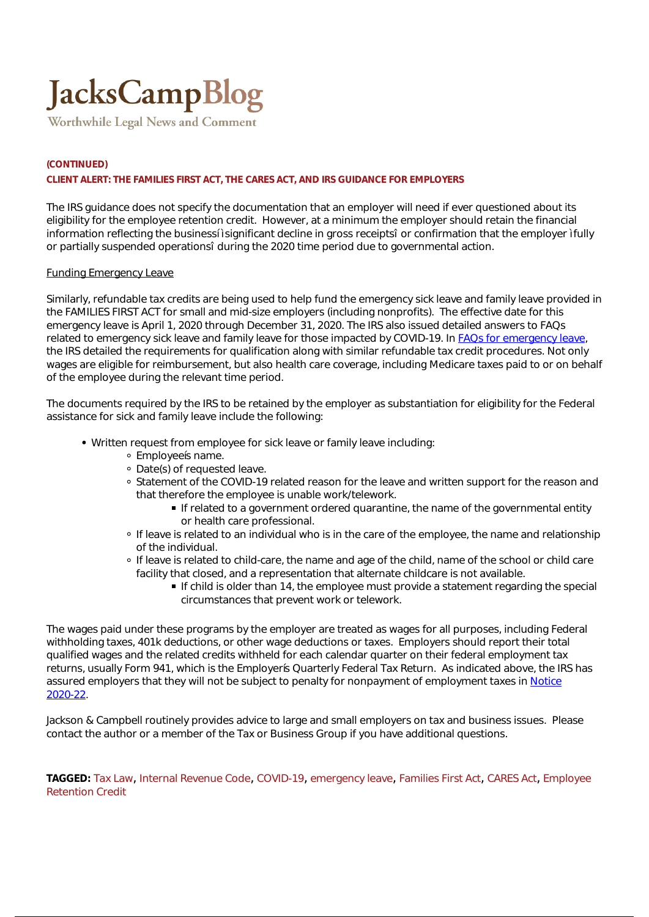# JacksCampBlog

Worthwhile Legal News and Comment

**(CONTINUED)**

**CLIENT ALERT: THE FAMILIES FIRST ACT, THE CARES ACT, AND IRS GUIDANCE FOR EMPLOYERS**

The IRS guidance does not specify the documentation that an employer will need if ever questioned about its eligibility for the employee retention credit. However, at a minimum the employer should retain the financial information reflecting the businessí ìsignificant decline in gross receiptsî or confirmation that the employer ìfully or partially suspended operationsî during the 2020 time period due to governmental action.

Funding Emergency Leave

Similarly, refundable tax credits are being used to help fund the emergency sick leave and family leave provided in the FAMILIES FIRST ACT for small and mid-size employers (including nonprofits). The effective date for this emergency leave is April 1, 2020 through December 31, 2020. The IRS also issued detailed answers to FAQs related to emergency sick leave and family leave for those impacted by COVID-19. In [FAQs for emergency leave](), the IRS detailed the requirements for qualification along with similar refundable tax credit procedures. Not only wages are eligible for reimbursement, but also health care coverage, including Medicare taxes paid to or on behalf of the employee during the relevant time period.

The documents required by the IRS to be retained by the employer as substantiation for eligibility for the Federal assistance for sick and family leave include the following:

- Written request from employee for sick leave or family leave including:
  - Employeeís name.
  - Date(s) of requested leave.
  - Statement of the COVID-19 related reason for the leave and written support for the reason and that therefore the employee is unable work/telework.
    - If related to a government ordered quarantine, the name of the governmental entity or health care professional.
  - If leave is related to an individual who is in the care of the employee, the name and relationship of the individual.
  - If leave is related to child-care, the name and age of the child, name of the school or child care facility that closed, and a representation that alternate childcare is not available.
    - If child is older than 14, the employee must provide a statement regarding the special circumstances that prevent work or telework.

The wages paid under these programs by the employer are treated as wages for all purposes, including Federal withholding taxes, 401k deductions, or other wage deductions or taxes. Employers should report their total qualified wages and the related credits withheld for each calendar quarter on their federal employment tax returns, usually Form 941, which is the Employerís Quarterly Federal Tax Return. As indicated above, the IRS has assured employers that they will not be subject to penalty for nonpayment of employment taxes in [Notice 2020-22]().

Jackson & Campbell routinely provides advice to large and small employers on tax and business issues. Please contact the author or a member of the Tax or Business Group if you have additional questions.

**TAGGED:** Tax Law, Internal Revenue Code, COVID-19, emergency leave, Families First Act, CARES Act, Employee Retention Credit